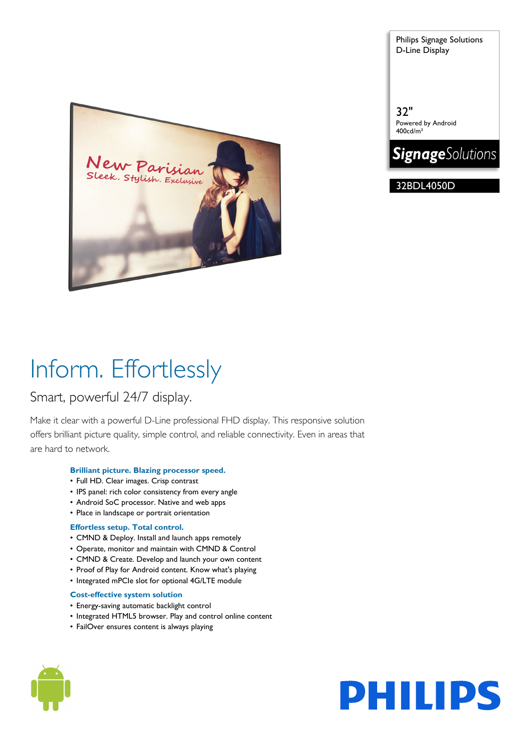Philips Signage Solutions
D-Line Display

32"
Powered by Android
400cd/m²

**Signage**Solutions

32BDL4050D

# Inform. Effortlessly

## Smart, powerful 24/7 display.

Make it clear with a powerful D-Line professional FHD display. This responsive solution offers brilliant picture quality, simple control, and reliable connectivity. Even in areas that are hard to network.

### Brilliant picture. Blazing processor speed.

- Full HD. Clear images. Crisp contrast
- IPS panel: rich color consistency from every angle
- Android SoC processor. Native and web apps
- Place in landscape or portrait orientation

### Effortless setup. Total control.

- CMND & Deploy. Install and launch apps remotely
- Operate, monitor and maintain with CMND & Control
- CMND & Create. Develop and launch your own content
- Proof of Play for Android content. Know what's playing
- Integrated mPCIe slot for optional 4G/LTE module

### Cost-effective system solution

- Energy-saving automatic backlight control
- Integrated HTML5 browser. Play and control online content
- FailOver ensures content is always playing

PHILIPS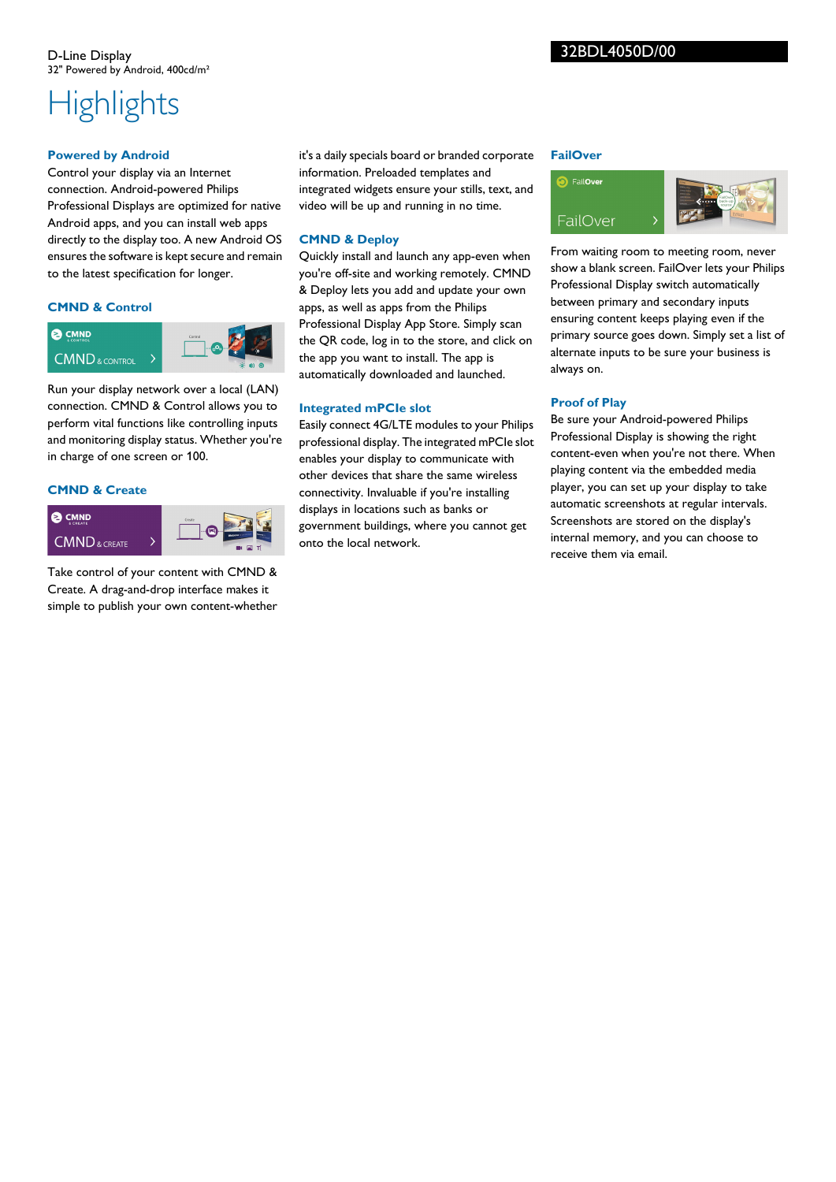D-Line Display
32" Powered by Android, 400cd/m²

32BDL4050D/00

# Highlights

### Powered by Android

Control your display via an Internet connection. Android-powered Philips Professional Displays are optimized for native Android apps, and you can install web apps directly to the display too. A new Android OS ensures the software is kept secure and remain to the latest specification for longer.

### CMND & Control

Run your display network over a local (LAN) connection. CMND & Control allows you to perform vital functions like controlling inputs and monitoring display status. Whether you're in charge of one screen or 100.

### CMND & Create

Take control of your content with CMND & Create. A drag-and-drop interface makes it simple to publish your own content-whether it's a daily specials board or branded corporate information. Preloaded templates and integrated widgets ensure your stills, text, and video will be up and running in no time.

### CMND & Deploy

Quickly install and launch any app-even when you're off-site and working remotely. CMND & Deploy lets you add and update your own apps, as well as apps from the Philips Professional Display App Store. Simply scan the QR code, log in to the store, and click on the app you want to install. The app is automatically downloaded and launched.

### Integrated mPCIe slot

Easily connect 4G/LTE modules to your Philips professional display. The integrated mPCIe slot enables your display to communicate with other devices that share the same wireless connectivity. Invaluable if you're installing displays in locations such as banks or government buildings, where you cannot get onto the local network.

### FailOver

From waiting room to meeting room, never show a blank screen. FailOver lets your Philips Professional Display switch automatically between primary and secondary inputs ensuring content keeps playing even if the primary source goes down. Simply set a list of alternate inputs to be sure your business is always on.

### Proof of Play

Be sure your Android-powered Philips Professional Display is showing the right content-even when you're not there. When playing content via the embedded media player, you can set up your display to take automatic screenshots at regular intervals. Screenshots are stored on the display's internal memory, and you can choose to receive them via email.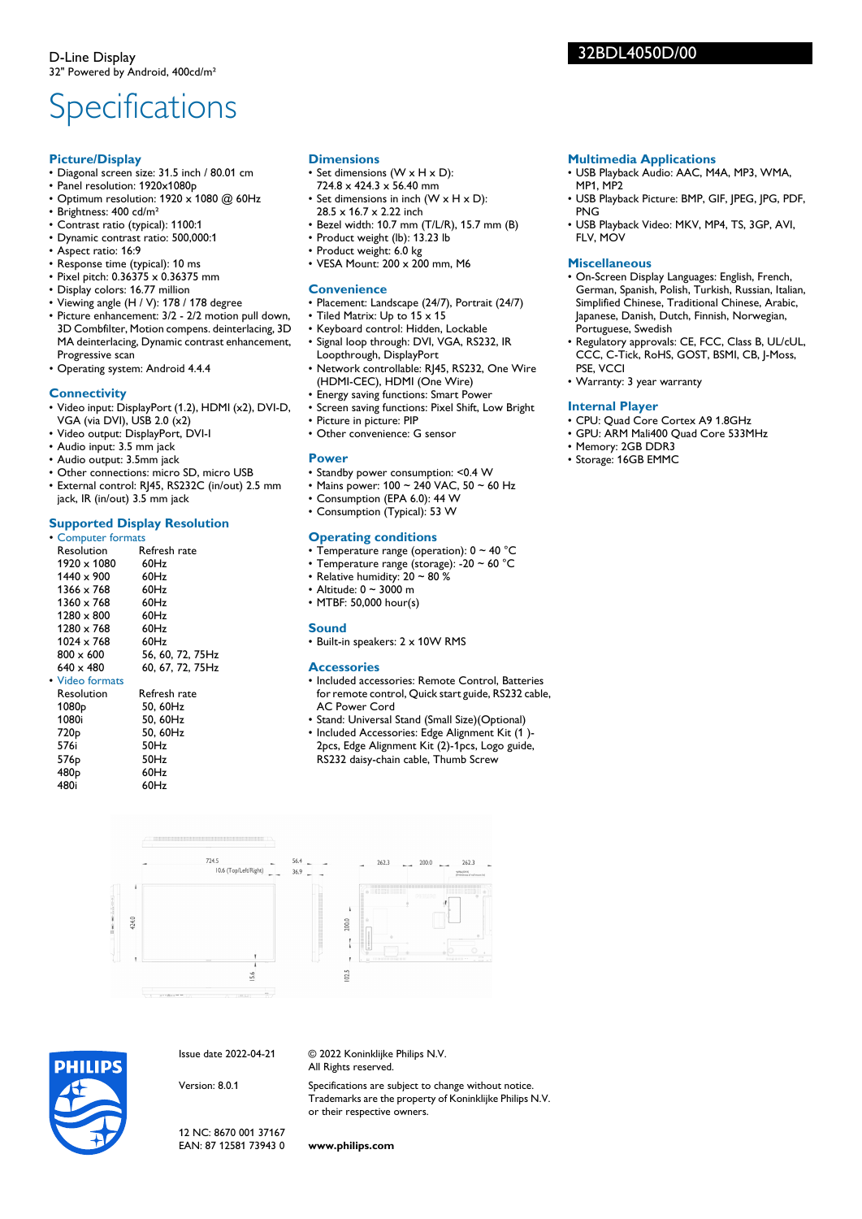D-Line Display
32" Powered by Android, 400cd/m²

32BDL4050D/00

# Specifications

## Picture/Display

- Diagonal screen size: 31.5 inch / 80.01 cm
- Panel resolution: 1920x1080p
- Optimum resolution: 1920 x 1080 @ 60Hz
- Brightness: 400 cd/m²
- Contrast ratio (typical): 1100:1
- Dynamic contrast ratio: 500,000:1
- Aspect ratio: 16:9
- Response time (typical): 10 ms
- Pixel pitch: 0.36375 x 0.36375 mm
- Display colors: 16.77 million
- Viewing angle (H / V): 178 / 178 degree
- Picture enhancement: 3/2 - 2/2 motion pull down, 3D Combfilter, Motion compens. deinterlacing, 3D MA deinterlacing, Dynamic contrast enhancement, Progressive scan
- Operating system: Android 4.4.4

## Connectivity

- Video input: DisplayPort (1.2), HDMI (x2), DVI-D, VGA (via DVI), USB 2.0 (x2)
- Video output: DisplayPort, DVI-I
- Audio input: 3.5 mm jack
- Audio output: 3.5mm jack
- Other connections: micro SD, micro USB
- External control: RJ45, RS232C (in/out) 2.5 mm jack, IR (in/out) 3.5 mm jack

## Supported Display Resolution

- Computer formats

| Resolution | Refresh rate |
|---|---|
| 1920 x 1080 | 60Hz |
| 1440 x 900 | 60Hz |
| 1366 x 768 | 60Hz |
| 1360 x 768 | 60Hz |
| 1280 x 800 | 60Hz |
| 1280 x 768 | 60Hz |
| 1024 x 768 | 60Hz |
| 800 x 600 | 56, 60, 72, 75Hz |
| 640 x 480 | 60, 67, 72, 75Hz |

- Video formats

| Resolution | Refresh rate |
|---|---|
| 1080p | 50, 60Hz |
| 1080i | 50, 60Hz |
| 720p | 50, 60Hz |
| 576i | 50Hz |
| 576p | 50Hz |
| 480p | 60Hz |
| 480i | 60Hz |

## Dimensions

- Set dimensions (W x H x D): 724.8 x 424.3 x 56.40 mm
- Set dimensions in inch (W x H x D): 28.5 x 16.7 x 2.22 inch
- Bezel width: 10.7 mm (T/L/R), 15.7 mm (B)
- Product weight (lb): 13.23 lb
- Product weight: 6.0 kg
- VESA Mount: 200 x 200 mm, M6

## Convenience

- Placement: Landscape (24/7), Portrait (24/7)
- Tiled Matrix: Up to 15 x 15
- Keyboard control: Hidden, Lockable
- Signal loop through: DVI, VGA, RS232, IR Loopthrough, DisplayPort
- Network controllable: RJ45, RS232, One Wire (HDMI-CEC), HDMI (One Wire)
- Energy saving functions: Smart Power
- Screen saving functions: Pixel Shift, Low Bright
- Picture in picture: PIP
- Other convenience: G sensor

## Power

- Standby power consumption: <0.4 W
- Mains power: 100 ~ 240 VAC, 50 ~ 60 Hz
- Consumption (EPA 6.0): 44 W
- Consumption (Typical): 53 W

## Operating conditions

- Temperature range (operation): 0 ~ 40 °C
- Temperature range (storage): -20 ~ 60 °C
- Relative humidity: 20 ~ 80 %
- Altitude: 0 ~ 3000 m
- MTBF: 50,000 hour(s)

## Sound

- Built-in speakers: 2 x 10W RMS

## Accessories

- Included accessories: Remote Control, Batteries for remote control, Quick start guide, RS232 cable, AC Power Cord
- Stand: Universal Stand (Small Size)(Optional)
- Included Accessories: Edge Alignment Kit (1 )-2pcs, Edge Alignment Kit (2)-1pcs, Logo guide, RS232 daisy-chain cable, Thumb Screw

## Multimedia Applications

- USB Playback Audio: AAC, M4A, MP3, WMA, MP1, MP2
- USB Playback Picture: BMP, GIF, JPEG, JPG, PDF, PNG
- USB Playback Video: MKV, MP4, TS, 3GP, AVI, FLV, MOV

## Miscellaneous

- On-Screen Display Languages: English, French, German, Spanish, Polish, Turkish, Russian, Italian, Simplified Chinese, Traditional Chinese, Arabic, Japanese, Danish, Dutch, Finnish, Norwegian, Portuguese, Swedish
- Regulatory approvals: CE, FCC, Class B, UL/cUL, CCC, C-Tick, RoHS, GOST, BSMI, CB, J-Moss, PSE, VCCI
- Warranty: 3 year warranty

## Internal Player

- CPU: Quad Core Cortex A9 1.8GHz
- GPU: ARM Mali400 Quad Core 533MHz
- Memory: 2GB DDR3
- Storage: 16GB EMMC

724.5
10.6 (Top/Left/Right)
424.0
15.6
56.4
36.9
262.3
200.0
262.3
200.0
102.5

Issue date 2022-04-21

Version: 8.0.1

12 NC: 8670 001 37167
EAN: 87 12581 73943 0

© 2022 Koninklijke Philips N.V.
All Rights reserved.

Specifications are subject to change without notice. Trademarks are the property of Koninklijke Philips N.V. or their respective owners.

www.philips.com